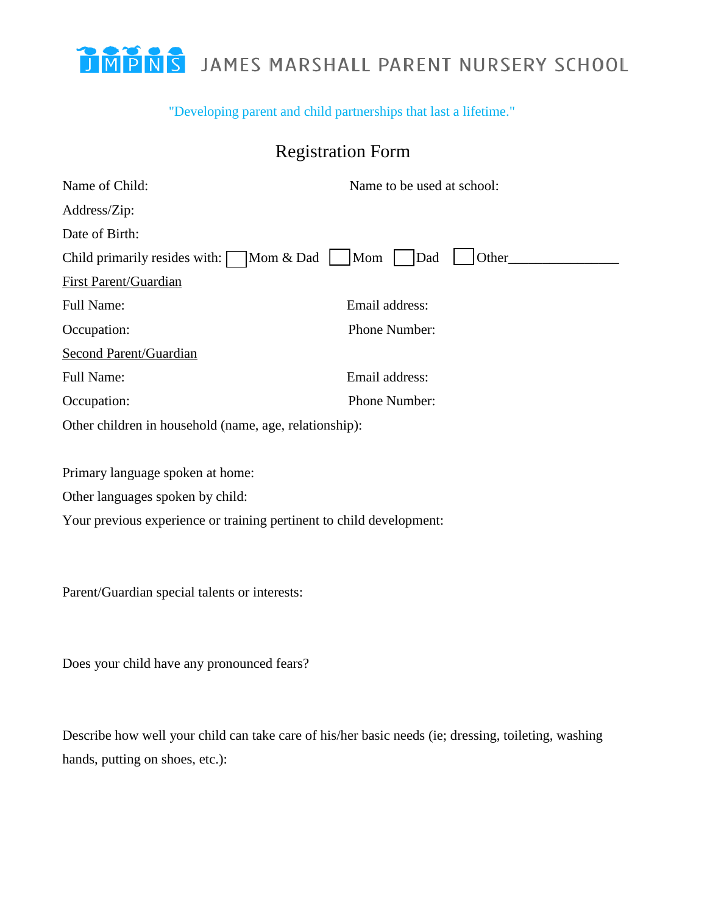# JMPNS JAMES MARSHALL PARENT NURSERY SCHOOL

"Developing parent and child partnerships that last a lifetime."

## Registration Form

Name of Child: Name to be used at school:

Address/Zip:

Date of Birth:

Child primarily resides with: ☐ Mom & Dad ☐ Mom ☐ Dad ☐ Other________________

First Parent/Guardian

Full Name: Email address:

Occupation: Phone Number:

Second Parent/Guardian

Full Name: Email address:

Occupation: Phone Number:

Other children in household (name, age, relationship):

Primary language spoken at home:

Other languages spoken by child:

Your previous experience or training pertinent to child development:

Parent/Guardian special talents or interests:

Does your child have any pronounced fears?

Describe how well your child can take care of his/her basic needs (ie; dressing, toileting, washing hands, putting on shoes, etc.):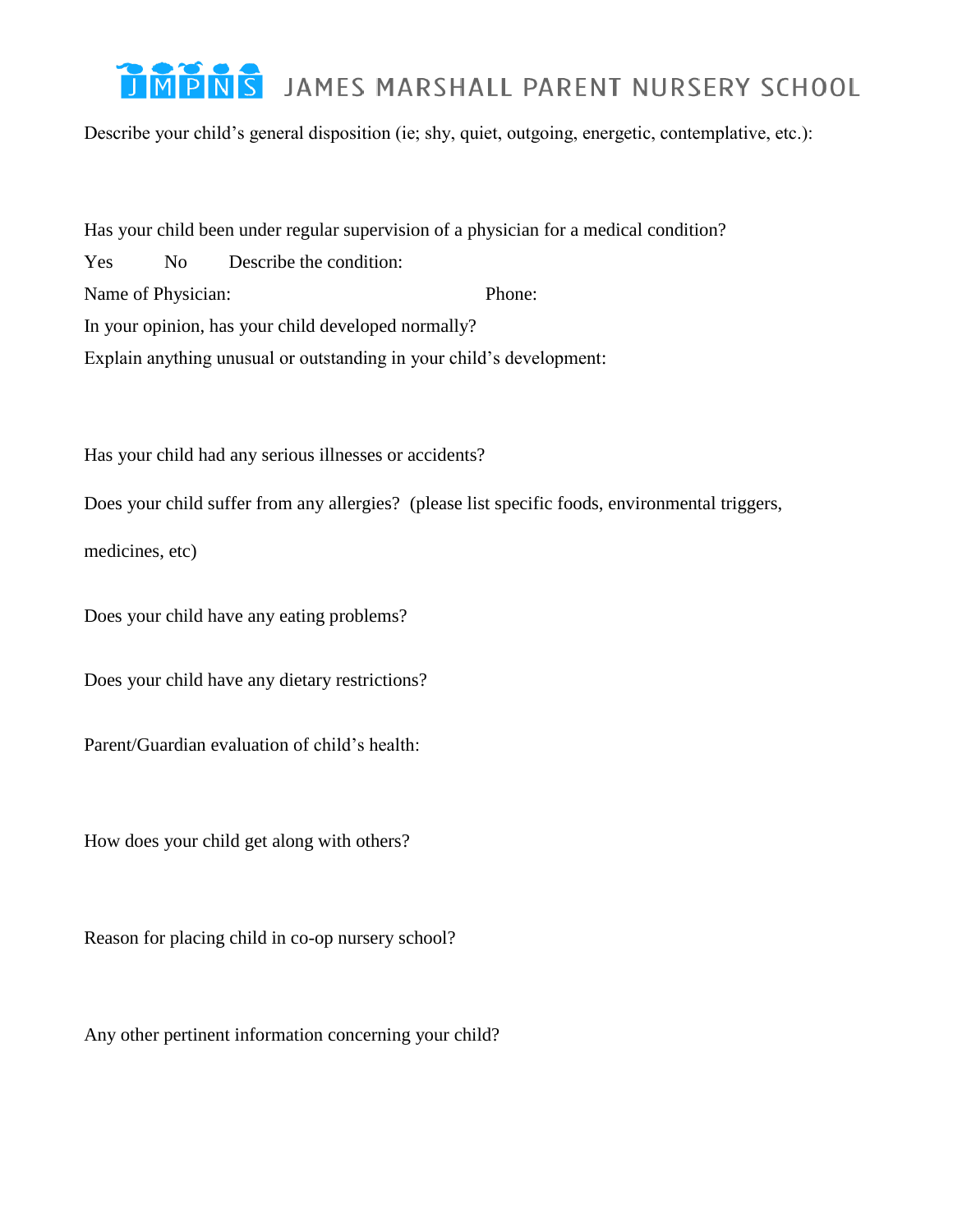Describe your child's general disposition (ie; shy, quiet, outgoing, energetic, contemplative, etc.):

Has your child been under regular supervision of a physician for a medical condition?

Yes  No  Describe the condition:

Name of Physician:  Phone:

In your opinion, has your child developed normally?

Explain anything unusual or outstanding in your child's development:

Has your child had any serious illnesses or accidents?

Does your child suffer from any allergies? (please list specific foods, environmental triggers, medicines, etc)

Does your child have any eating problems?

Does your child have any dietary restrictions?

Parent/Guardian evaluation of child's health:

How does your child get along with others?

Reason for placing child in co-op nursery school?

Any other pertinent information concerning your child?